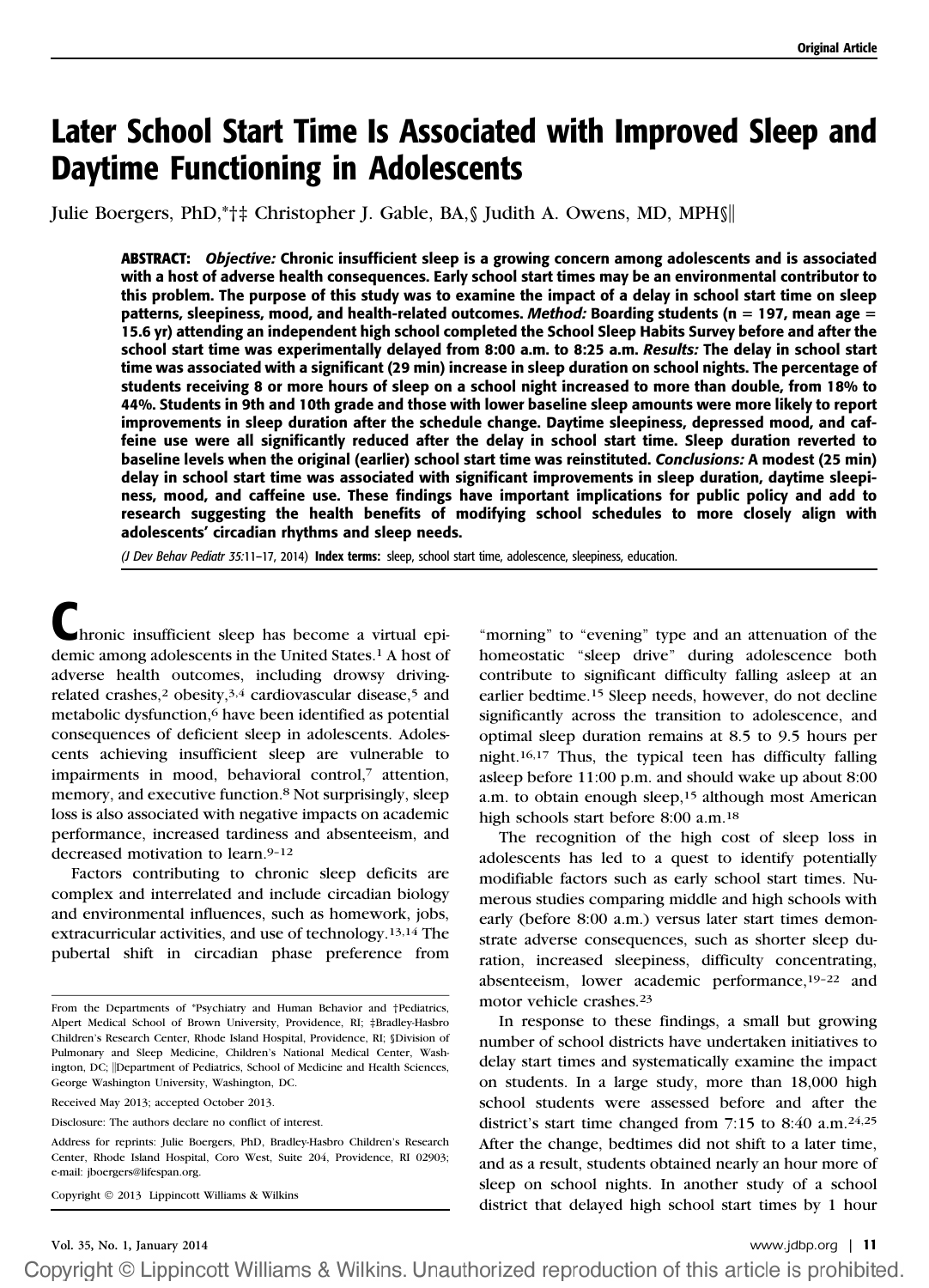# Later School Start Time Is Associated with Improved Sleep and Daytime Functioning in Adolescents

Julie Boergers, PhD,*†‡ Christopher J. Gable, BA,§ Judith A. Owens, MD, MPH§||

**ABSTRACT:** ***Objective:*** **Chronic insufficient sleep is a growing concern among adolescents and is associated with a host of adverse health consequences. Early school start times may be an environmental contributor to this problem. The purpose of this study was to examine the impact of a delay in school start time on sleep patterns, sleepiness, mood, and health-related outcomes.** ***Method:*** **Boarding students (n = 197, mean age = 15.6 yr) attending an independent high school completed the School Sleep Habits Survey before and after the school start time was experimentally delayed from 8:00 a.m. to 8:25 a.m.** ***Results:*** **The delay in school start time was associated with a significant (29 min) increase in sleep duration on school nights. The percentage of students receiving 8 or more hours of sleep on a school night increased to more than double, from 18% to 44%. Students in 9th and 10th grade and those with lower baseline sleep amounts were more likely to report improvements in sleep duration after the schedule change. Daytime sleepiness, depressed mood, and caffeine use were all significantly reduced after the delay in school start time. Sleep duration reverted to baseline levels when the original (earlier) school start time was reinstituted.** ***Conclusions:*** **A modest (25 min) delay in school start time was associated with significant improvements in sleep duration, daytime sleepiness, mood, and caffeine use. These findings have important implications for public policy and add to research suggesting the health benefits of modifying school schedules to more closely align with adolescents' circadian rhythms and sleep needs.**

*(J Dev Behav Pediatr 35:11–17, 2014)* **Index terms:** sleep, school start time, adolescence, sleepiness, education.

Chronic insufficient sleep has become a virtual epidemic among adolescents in the United States.[1] A host of adverse health outcomes, including drowsy driving-related crashes,[2] obesity,[3,4] cardiovascular disease,[5] and metabolic dysfunction,[6] have been identified as potential consequences of deficient sleep in adolescents. Adolescents achieving insufficient sleep are vulnerable to impairments in mood, behavioral control,[7] attention, memory, and executive function.[8] Not surprisingly, sleep loss is also associated with negative impacts on academic performance, increased tardiness and absenteeism, and decreased motivation to learn.[9–12]

Factors contributing to chronic sleep deficits are complex and interrelated and include circadian biology and environmental influences, such as homework, jobs, extracurricular activities, and use of technology.[13,14] The pubertal shift in circadian phase preference from "morning" to "evening" type and an attenuation of the homeostatic "sleep drive" during adolescence both contribute to significant difficulty falling asleep at an earlier bedtime.[15] Sleep needs, however, do not decline significantly across the transition to adolescence, and optimal sleep duration remains at 8.5 to 9.5 hours per night.[16,17] Thus, the typical teen has difficulty falling asleep before 11:00 p.m. and should wake up about 8:00 a.m. to obtain enough sleep,[15] although most American high schools start before 8:00 a.m.[18]

The recognition of the high cost of sleep loss in adolescents has led to a quest to identify potentially modifiable factors such as early school start times. Numerous studies comparing middle and high schools with early (before 8:00 a.m.) versus later start times demonstrate adverse consequences, such as shorter sleep duration, increased sleepiness, difficulty concentrating, absenteeism, lower academic performance,[19–22] and motor vehicle crashes.[23]

In response to these findings, a small but growing number of school districts have undertaken initiatives to delay start times and systematically examine the impact on students. In a large study, more than 18,000 high school students were assessed before and after the district's start time changed from 7:15 to 8:40 a.m.[24,25] After the change, bedtimes did not shift to a later time, and as a result, students obtained nearly an hour more of sleep on school nights. In another study of a school district that delayed high school start times by 1 hour

---

From the Departments of *Psychiatry and Human Behavior and †Pediatrics, Alpert Medical School of Brown University, Providence, RI; ‡Bradley-Hasbro Children's Research Center, Rhode Island Hospital, Providence, RI; §Division of Pulmonary and Sleep Medicine, Children's National Medical Center, Washington, DC; ||Department of Pediatrics, School of Medicine and Health Sciences, George Washington University, Washington, DC.

Received May 2013; accepted October 2013.

Disclosure: The authors declare no conflict of interest.

Address for reprints: Julie Boergers, PhD, Bradley-Hasbro Children's Research Center, Rhode Island Hospital, Coro West, Suite 204, Providence, RI 02903; e-mail: jboergers@lifespan.org.

Copyright © 2013 Lippincott Williams & Wilkins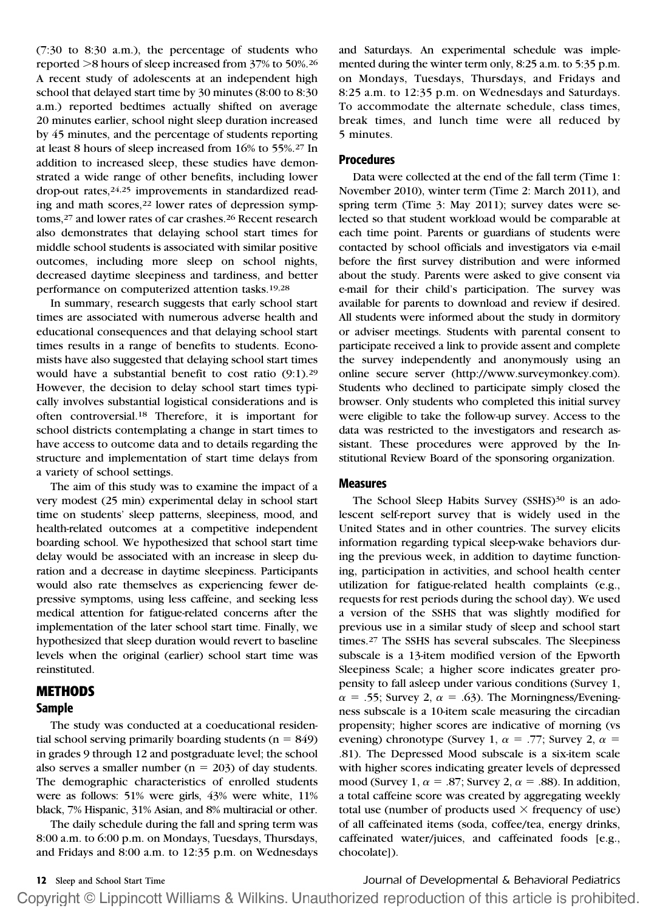(7:30 to 8:30 a.m.), the percentage of students who reported >8 hours of sleep increased from 37% to 50%.[26] A recent study of adolescents at an independent high school that delayed start time by 30 minutes (8:00 to 8:30 a.m.) reported bedtimes actually shifted on average 20 minutes earlier, school night sleep duration increased by 45 minutes, and the percentage of students reporting at least 8 hours of sleep increased from 16% to 55%.[27] In addition to increased sleep, these studies have demonstrated a wide range of other benefits, including lower drop-out rates,[24,25] improvements in standardized reading and math scores,[22] lower rates of depression symptoms,[27] and lower rates of car crashes.[26] Recent research also demonstrates that delaying school start times for middle school students is associated with similar positive outcomes, including more sleep on school nights, decreased daytime sleepiness and tardiness, and better performance on computerized attention tasks.[19,28]

In summary, research suggests that early school start times are associated with numerous adverse health and educational consequences and that delaying school start times results in a range of benefits to students. Economists have also suggested that delaying school start times would have a substantial benefit to cost ratio (9:1).[29] However, the decision to delay school start times typically involves substantial logistical considerations and is often controversial.[18] Therefore, it is important for school districts contemplating a change in start times to have access to outcome data and to details regarding the structure and implementation of start time delays from a variety of school settings.

The aim of this study was to examine the impact of a very modest (25 min) experimental delay in school start time on students' sleep patterns, sleepiness, mood, and health-related outcomes at a competitive independent boarding school. We hypothesized that school start time delay would be associated with an increase in sleep duration and a decrease in daytime sleepiness. Participants would also rate themselves as experiencing fewer depressive symptoms, using less caffeine, and seeking less medical attention for fatigue-related concerns after the implementation of the later school start time. Finally, we hypothesized that sleep duration would revert to baseline levels when the original (earlier) school start time was reinstituted.

# METHODS

## Sample

The study was conducted at a coeducational residential school serving primarily boarding students (n = 849) in grades 9 through 12 and postgraduate level; the school also serves a smaller number (n = 203) of day students. The demographic characteristics of enrolled students were as follows: 51% were girls, 43% were white, 11% black, 7% Hispanic, 31% Asian, and 8% multiracial or other.

The daily schedule during the fall and spring term was 8:00 a.m. to 6:00 p.m. on Mondays, Tuesdays, Thursdays, and Fridays and 8:00 a.m. to 12:35 p.m. on Wednesdays and Saturdays. An experimental schedule was implemented during the winter term only, 8:25 a.m. to 5:35 p.m. on Mondays, Tuesdays, Thursdays, and Fridays and 8:25 a.m. to 12:35 p.m. on Wednesdays and Saturdays. To accommodate the alternate schedule, class times, break times, and lunch time were all reduced by 5 minutes.

## Procedures

Data were collected at the end of the fall term (Time 1: November 2010), winter term (Time 2: March 2011), and spring term (Time 3: May 2011); survey dates were selected so that student workload would be comparable at each time point. Parents or guardians of students were contacted by school officials and investigators via e-mail before the first survey distribution and were informed about the study. Parents were asked to give consent via e-mail for their child's participation. The survey was available for parents to download and review if desired. All students were informed about the study in dormitory or adviser meetings. Students with parental consent to participate received a link to provide assent and complete the survey independently and anonymously using an online secure server (http://www.surveymonkey.com). Students who declined to participate simply closed the browser. Only students who completed this initial survey were eligible to take the follow-up survey. Access to the data was restricted to the investigators and research assistant. These procedures were approved by the Institutional Review Board of the sponsoring organization.

## Measures

The School Sleep Habits Survey (SSHS)[30] is an adolescent self-report survey that is widely used in the United States and in other countries. The survey elicits information regarding typical sleep-wake behaviors during the previous week, in addition to daytime functioning, participation in activities, and school health center utilization for fatigue-related health complaints (e.g., requests for rest periods during the school day). We used a version of the SSHS that was slightly modified for previous use in a similar study of sleep and school start times.[27] The SSHS has several subscales. The Sleepiness subscale is a 13-item modified version of the Epworth Sleepiness Scale; a higher score indicates greater propensity to fall asleep under various conditions (Survey 1, $\alpha$ = .55; Survey 2, $\alpha$ = .63). The Morningness/Eveningness subscale is a 10-item scale measuring the circadian propensity; higher scores are indicative of morning (vs evening) chronotype (Survey 1, $\alpha$ = .77; Survey 2, $\alpha$ = .81). The Depressed Mood subscale is a six-item scale with higher scores indicating greater levels of depressed mood (Survey 1, $\alpha$ = .87; Survey 2, $\alpha$ = .88). In addition, a total caffeine score was created by aggregating weekly total use (number of products used $\times$ frequency of use) of all caffeinated items (soda, coffee/tea, energy drinks, caffeinated water/juices, and caffeinated foods [e.g., chocolate]).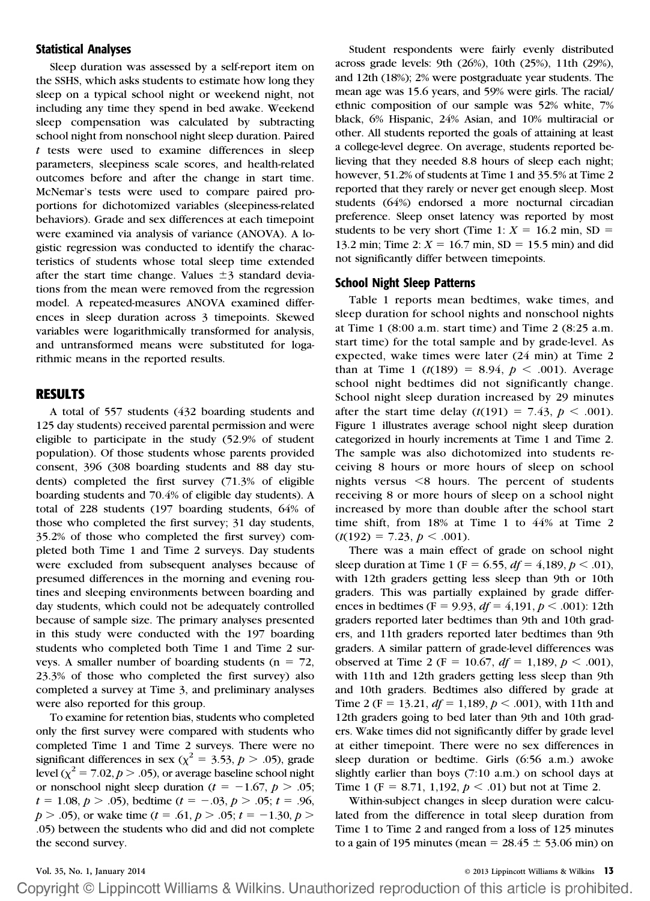### Statistical Analyses

Sleep duration was assessed by a self-report item on the SSHS, which asks students to estimate how long they sleep on a typical school night or weekend night, not including any time they spend in bed awake. Weekend sleep compensation was calculated by subtracting school night from nonschool night sleep duration. Paired $t$ tests were used to examine differences in sleep parameters, sleepiness scale scores, and health-related outcomes before and after the change in start time. McNemar's tests were used to compare paired proportions for dichotomized variables (sleepiness-related behaviors). Grade and sex differences at each timepoint were examined via analysis of variance (ANOVA). A logistic regression was conducted to identify the characteristics of students whose total sleep time extended after the start time change. Values $\pm 3$ standard deviations from the mean were removed from the regression model. A repeated-measures ANOVA examined differences in sleep duration across 3 timepoints. Skewed variables were logarithmically transformed for analysis, and untransformed means were substituted for logarithmic means in the reported results.

## RESULTS

A total of 557 students (432 boarding students and 125 day students) received parental permission and were eligible to participate in the study (52.9% of student population). Of those students whose parents provided consent, 396 (308 boarding students and 88 day students) completed the first survey (71.3% of eligible boarding students and 70.4% of eligible day students). A total of 228 students (197 boarding students, 64% of those who completed the first survey; 31 day students, 35.2% of those who completed the first survey) completed both Time 1 and Time 2 surveys. Day students were excluded from subsequent analyses because of presumed differences in the morning and evening routines and sleeping environments between boarding and day students, which could not be adequately controlled because of sample size. The primary analyses presented in this study were conducted with the 197 boarding students who completed both Time 1 and Time 2 surveys. A smaller number of boarding students (n = 72, 23.3% of those who completed the first survey) also completed a survey at Time 3, and preliminary analyses were also reported for this group.

To examine for retention bias, students who completed only the first survey were compared with students who completed Time 1 and Time 2 surveys. There were no significant differences in sex ($\chi^2 = 3.53$, $p > .05$), grade level ($\chi^2 = 7.02$, $p > .05$), or average baseline school night or nonschool night sleep duration ($t = -1.67$, $p > .05$; $t = 1.08$, $p > .05$), bedtime ($t = -.03$, $p > .05$; $t = .96$, $p > .05$), or wake time ($t = .61$, $p > .05$; $t = -1.30$, $p > .05$) between the students who did and did not complete the second survey.

Student respondents were fairly evenly distributed across grade levels: 9th (26%), 10th (25%), 11th (29%), and 12th (18%); 2% were postgraduate year students. The mean age was 15.6 years, and 59% were girls. The racial/ethnic composition of our sample was 52% white, 7% black, 6% Hispanic, 24% Asian, and 10% multiracial or other. All students reported the goals of attaining at least a college-level degree. On average, students reported believing that they needed 8.8 hours of sleep each night; however, 51.2% of students at Time 1 and 35.5% at Time 2 reported that they rarely or never get enough sleep. Most students (64%) endorsed a more nocturnal circadian preference. Sleep onset latency was reported by most students to be very short (Time 1: $X = 16.2$ min, SD = 13.2 min; Time 2: $X = 16.7$ min, SD = 15.5 min) and did not significantly differ between timepoints.

### School Night Sleep Patterns

Table 1 reports mean bedtimes, wake times, and sleep duration for school nights and nonschool nights at Time 1 (8:00 a.m. start time) and Time 2 (8:25 a.m. start time) for the total sample and by grade-level. As expected, wake times were later (24 min) at Time 2 than at Time 1 ($t(189) = 8.94$, $p < .001$). Average school night bedtimes did not significantly change. School night sleep duration increased by 29 minutes after the start time delay ($t(191) = 7.43$, $p < .001$). Figure 1 illustrates average school night sleep duration categorized in hourly increments at Time 1 and Time 2. The sample was also dichotomized into students receiving 8 hours or more hours of sleep on school nights versus <8 hours. The percent of students receiving 8 or more hours of sleep on a school night increased by more than double after the school start time shift, from 18% at Time 1 to 44% at Time 2 ($t(192) = 7.23$, $p < .001$).

There was a main effect of grade on school night sleep duration at Time 1 (F = 6.55, $df$ = 4,189, $p < .01$), with 12th graders getting less sleep than 9th or 10th graders. This was partially explained by grade differences in bedtimes (F = 9.93, $df$ = 4,191, $p < .001$): 12th graders reported later bedtimes than 9th and 10th graders, and 11th graders reported later bedtimes than 9th graders. A similar pattern of grade-level differences was observed at Time 2 (F = 10.67, $df$ = 1,189, $p < .001$), with 11th and 12th graders getting less sleep than 9th and 10th graders. Bedtimes also differed by grade at Time 2 (F = 13.21, $df$ = 1,189, $p < .001$), with 11th and 12th graders going to bed later than 9th and 10th graders. Wake times did not significantly differ by grade level at either timepoint. There were no sex differences in sleep duration or bedtime. Girls (6:56 a.m.) awoke slightly earlier than boys (7:10 a.m.) on school days at Time 1 (F = 8.71, 1,192, $p < .01$) but not at Time 2.

Within-subject changes in sleep duration were calculated from the difference in total sleep duration from Time 1 to Time 2 and ranged from a loss of 125 minutes to a gain of 195 minutes (mean = $28.45 \pm 53.06$ min) on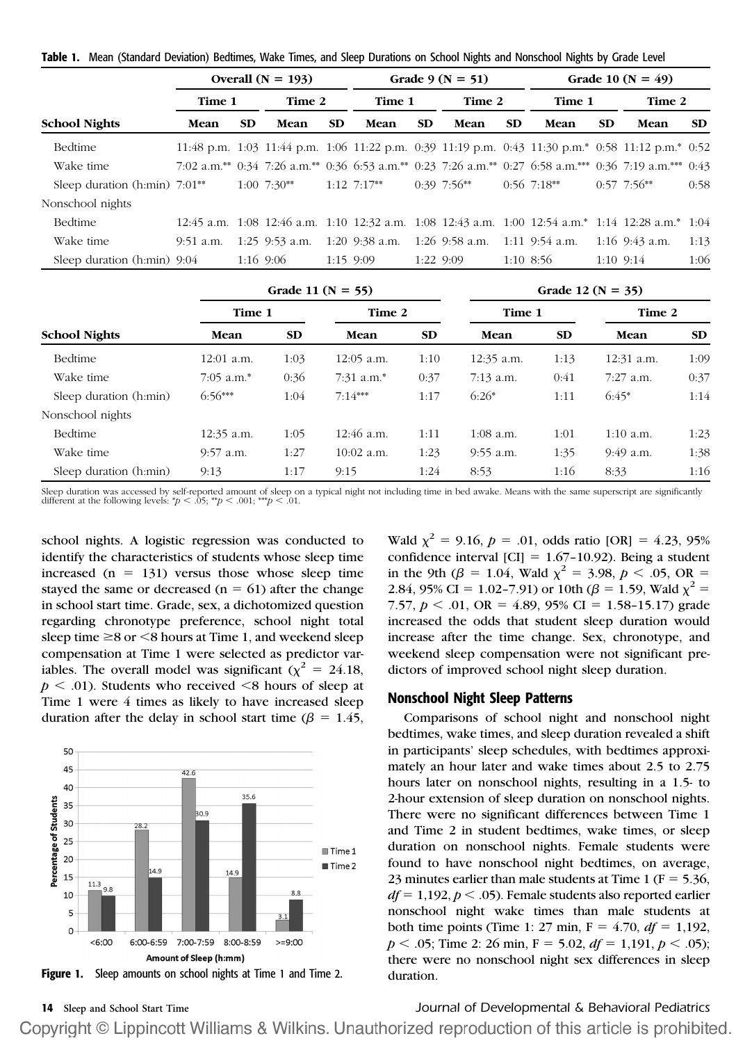**Table 1.** Mean (Standard Deviation) Bedtimes, Wake Times, and Sleep Durations on School Nights and Nonschool Nights by Grade Level

| | Overall (N = 193) | | | | Grade 9 (N = 51) | | | | Grade 10 (N = 49) | | | | Grade 11 (N = 55) | | | | Grade 12 (N = 35) | | | |
|---|---|---|---|---|---|---|---|---|---|---|---|---|---|---|---|---|---|---|---|---|
| | Time 1 | | Time 2 | | Time 1 | | Time 2 | | Time 1 | | Time 2 | | Time 1 | | Time 2 | | Time 1 | | Time 2 | |
| **School Nights** | Mean | SD | Mean | SD | Mean | SD | Mean | SD | Mean | SD | Mean | SD | Mean | SD | Mean | SD | Mean | SD | Mean | SD |
| Bedtime | 11:48 p.m. | 1:03 | 11:44 p.m. | 1:06 | 11:22 p.m. | 0:39 | 11:19 p.m. | 0:43 | 11:30 p.m.* | 0:58 | 11:12 p.m.* | 0:52 | 12:01 a.m. | 1:03 | 12:05 a.m. | 1:10 | 12:35 a.m. | 1:13 | 12:31 a.m. | 1:09 |
| Wake time | 7:02 a.m.** | 0:34 | 7:26 a.m.** | 0:36 | 6:53 a.m.** | 0:23 | 7:26 a.m.** | 0:27 | 6:58 a.m.*** | 0:36 | 7:19 a.m.*** | 0:43 | 7:05 a.m.* | 0:36 | 7:31 a.m.* | 0:37 | 7:13 a.m. | 0:41 | 7:27 a.m. | 0:37 |
| Sleep duration (h:min) | 7:01** | 1:00 | 7:30** | 1:12 | 7:17** | 0:39 | 7:56** | 0:56 | 7:18** | 0:57 | 7:56** | 0:58 | 6:56*** | 1:04 | 7:14*** | 1:17 | 6:26* | 1:11 | 6:45* | 1:14 |
| Nonschool nights | | | | | | | | | | | | | | | | | | | | |
| Bedtime | 12:45 a.m. | 1:08 | 12:46 a.m. | 1:10 | 12:32 a.m. | 1:08 | 12:43 a.m. | 1:00 | 12:54 a.m.* | 1:14 | 12:28 a.m.* | 1:04 | 12:35 a.m. | 1:05 | 12:46 a.m. | 1:11 | 1:08 a.m. | 1:01 | 1:10 a.m. | 1:23 |
| Wake time | 9:51 a.m. | 1:25 | 9:53 a.m. | 1:20 | 9:38 a.m. | 1:26 | 9:58 a.m. | 1:11 | 9:54 a.m. | 1:16 | 9:43 a.m. | 1:13 | 9:57 a.m. | 1:27 | 10:02 a.m. | 1:23 | 9:55 a.m. | 1:35 | 9:49 a.m. | 1:38 |
| Sleep duration (h:min) | 9:04 | 1:16 | 9:06 | 1:15 | 9:09 | 1:22 | 9:09 | 1:10 | 8:56 | 1:10 | 9:14 | 1:06 | 9:13 | 1:17 | 9:15 | 1:24 | 8:53 | 1:16 | 8:33 | 1:16 |

Sleep duration was accessed by self-reported amount of sleep on a typical night not including time in bed awake. Means with the same superscript are significantly different at the following levels: *$p < .05$; **$p < .001$; ***$p < .01$.

school nights. A logistic regression was conducted to identify the characteristics of students whose sleep time increased (n = 131) versus those whose sleep time stayed the same or decreased (n = 61) after the change in school start time. Grade, sex, a dichotomized question regarding chronotype preference, school night total sleep time ≥8 or <8 hours at Time 1, and weekend sleep compensation at Time 1 were selected as predictor variables. The overall model was significant ($\chi^2 = 24.18$, $p < .01$). Students who received <8 hours of sleep at Time 1 were 4 times as likely to have increased sleep duration after the delay in school start time ($\beta = 1.45$, Wald $\chi^2 = 9.16$, $p = .01$, odds ratio [OR] = 4.23, 95% confidence interval [CI] = 1.67–10.92). Being a student in the 9th ($\beta = 1.04$, Wald $\chi^2 = 3.98$, $p < .05$, OR = 2.84, 95% CI = 1.02–7.91) or 10th ($\beta = 1.59$, Wald $\chi^2 = 7.57$, $p < .01$, OR = 4.89, 95% CI = 1.58–15.17) grade increased the odds that student sleep duration would increase after the time change. Sex, chronotype, and weekend sleep compensation were not significant predictors of improved school night sleep duration.

**Figure 1.** Sleep amounts on school nights at Time 1 and Time 2.

## Nonschool Night Sleep Patterns

Comparisons of school night and nonschool night bedtimes, wake times, and sleep duration revealed a shift in participants' sleep schedules, with bedtimes approximately an hour later and wake times about 2.5 to 2.75 hours later on nonschool nights, resulting in a 1.5- to 2-hour extension of sleep duration on nonschool nights. There were no significant differences between Time 1 and Time 2 in student bedtimes, wake times, or sleep duration on nonschool nights. Female students were found to have nonschool night bedtimes, on average, 23 minutes earlier than male students at Time 1 ($F = 5.36$, $df = 1{,}192$, $p < .05$). Female students also reported earlier nonschool night wake times than male students at both time points (Time 1: 27 min, $F = 4.70$, $df = 1{,}192$, $p < .05$; Time 2: 26 min, $F = 5.02$, $df = 1{,}191$, $p < .05$); there were no nonschool night sex differences in sleep duration.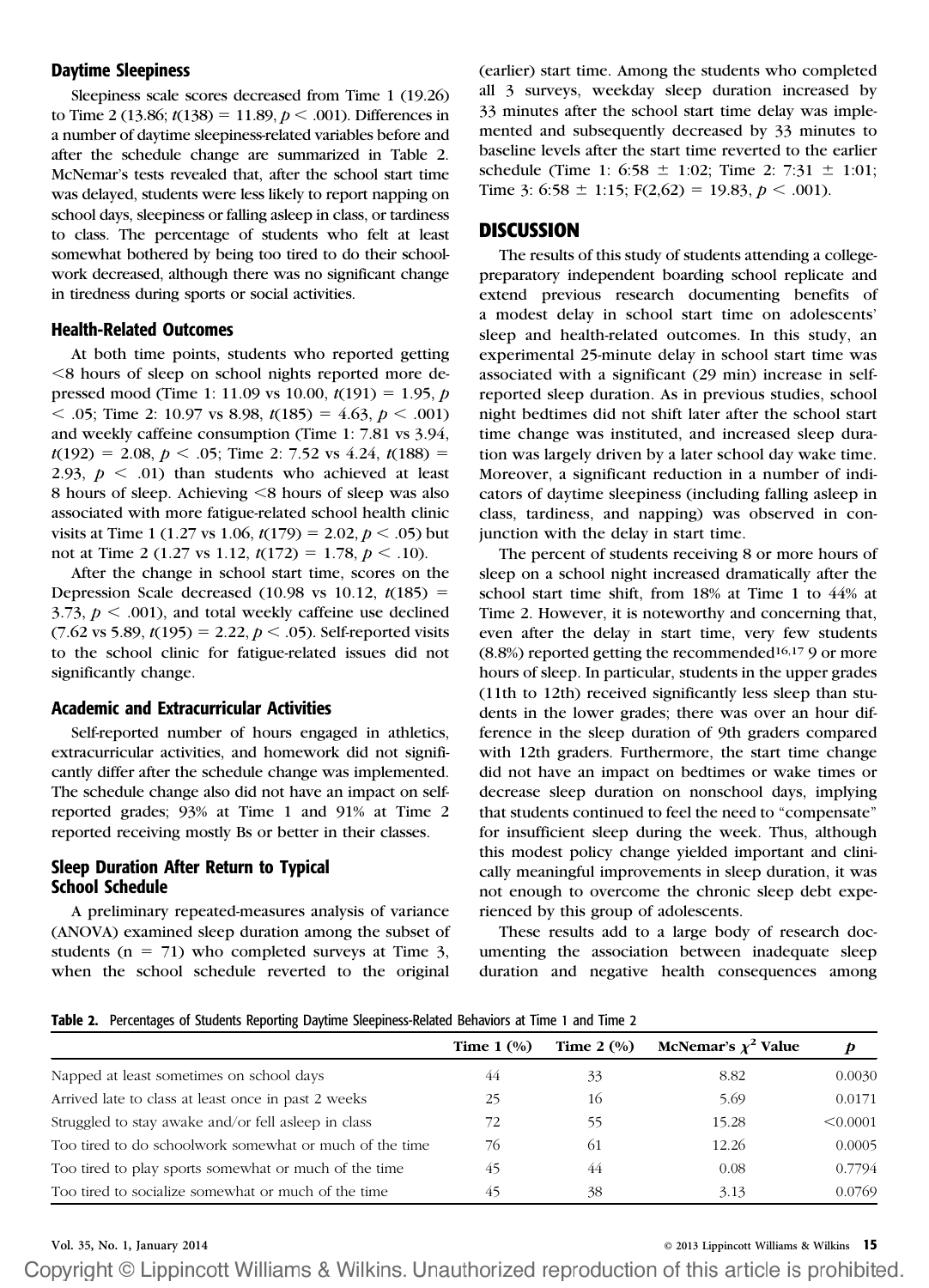### Daytime Sleepiness

Sleepiness scale scores decreased from Time 1 (19.26) to Time 2 (13.86; $t(138) = 11.89$, $p < .001$). Differences in a number of daytime sleepiness-related variables before and after the schedule change are summarized in Table 2. McNemar's tests revealed that, after the school start time was delayed, students were less likely to report napping on school days, sleepiness or falling asleep in class, or tardiness to class. The percentage of students who felt at least somewhat bothered by being too tired to do their schoolwork decreased, although there was no significant change in tiredness during sports or social activities.

### Health-Related Outcomes

At both time points, students who reported getting <8 hours of sleep on school nights reported more depressed mood (Time 1: 11.09 vs 10.00, $t(191) = 1.95$, $p < .05$; Time 2: 10.97 vs 8.98, $t(185) = 4.63$, $p < .001$) and weekly caffeine consumption (Time 1: 7.81 vs 3.94, $t(192) = 2.08$, $p < .05$; Time 2: 7.52 vs 4.24, $t(188) = 2.93$, $p < .01$) than students who achieved at least 8 hours of sleep. Achieving <8 hours of sleep was also associated with more fatigue-related school health clinic visits at Time 1 (1.27 vs 1.06, $t(179) = 2.02$, $p < .05$) but not at Time 2 (1.27 vs 1.12, $t(172) = 1.78$, $p < .10$).

After the change in school start time, scores on the Depression Scale decreased (10.98 vs 10.12, $t(185) = 3.73$, $p < .001$), and total weekly caffeine use declined (7.62 vs 5.89, $t(195) = 2.22$, $p < .05$). Self-reported visits to the school clinic for fatigue-related issues did not significantly change.

### Academic and Extracurricular Activities

Self-reported number of hours engaged in athletics, extracurricular activities, and homework did not significantly differ after the schedule change was implemented. The schedule change also did not have an impact on self-reported grades; 93% at Time 1 and 91% at Time 2 reported receiving mostly Bs or better in their classes.

### Sleep Duration After Return to Typical School Schedule

A preliminary repeated-measures analysis of variance (ANOVA) examined sleep duration among the subset of students (n = 71) who completed surveys at Time 3, when the school schedule reverted to the original (earlier) start time. Among the students who completed all 3 surveys, weekday sleep duration increased by 33 minutes after the school start time delay was implemented and subsequently decreased by 33 minutes to baseline levels after the start time reverted to the earlier schedule (Time 1: 6:58 ± 1:02; Time 2: 7:31 ± 1:01; Time 3: 6:58 ± 1:15; $F(2,62) = 19.83$, $p < .001$).

## DISCUSSION

The results of this study of students attending a college-preparatory independent boarding school replicate and extend previous research documenting benefits of a modest delay in school start time on adolescents' sleep and health-related outcomes. In this study, an experimental 25-minute delay in school start time was associated with a significant (29 min) increase in self-reported sleep duration. As in previous studies, school night bedtimes did not shift later after the school start time change was instituted, and increased sleep duration was largely driven by a later school day wake time. Moreover, a significant reduction in a number of indicators of daytime sleepiness (including falling asleep in class, tardiness, and napping) was observed in conjunction with the delay in start time.

The percent of students receiving 8 or more hours of sleep on a school night increased dramatically after the school start time shift, from 18% at Time 1 to 44% at Time 2. However, it is noteworthy and concerning that, even after the delay in start time, very few students (8.8%) reported getting the recommended[16,17] 9 or more hours of sleep. In particular, students in the upper grades (11th to 12th) received significantly less sleep than students in the lower grades; there was over an hour difference in the sleep duration of 9th graders compared with 12th graders. Furthermore, the start time change did not have an impact on bedtimes or wake times or decrease sleep duration on nonschool days, implying that students continued to feel the need to "compensate" for insufficient sleep during the week. Thus, although this modest policy change yielded important and clinically meaningful improvements in sleep duration, it was not enough to overcome the chronic sleep debt experienced by this group of adolescents.

These results add to a large body of research documenting the association between inadequate sleep duration and negative health consequences among

**Table 2.** Percentages of Students Reporting Daytime Sleepiness-Related Behaviors at Time 1 and Time 2

| | Time 1 (%) | Time 2 (%) | McNemar's $\chi^2$ Value | $p$ |
|---|---|---|---|---|
| Napped at least sometimes on school days | 44 | 33 | 8.82 | 0.0030 |
| Arrived late to class at least once in past 2 weeks | 25 | 16 | 5.69 | 0.0171 |
| Struggled to stay awake and/or fell asleep in class | 72 | 55 | 15.28 | <0.0001 |
| Too tired to do schoolwork somewhat or much of the time | 76 | 61 | 12.26 | 0.0005 |
| Too tired to play sports somewhat or much of the time | 45 | 44 | 0.08 | 0.7794 |
| Too tired to socialize somewhat or much of the time | 45 | 38 | 3.13 | 0.0769 |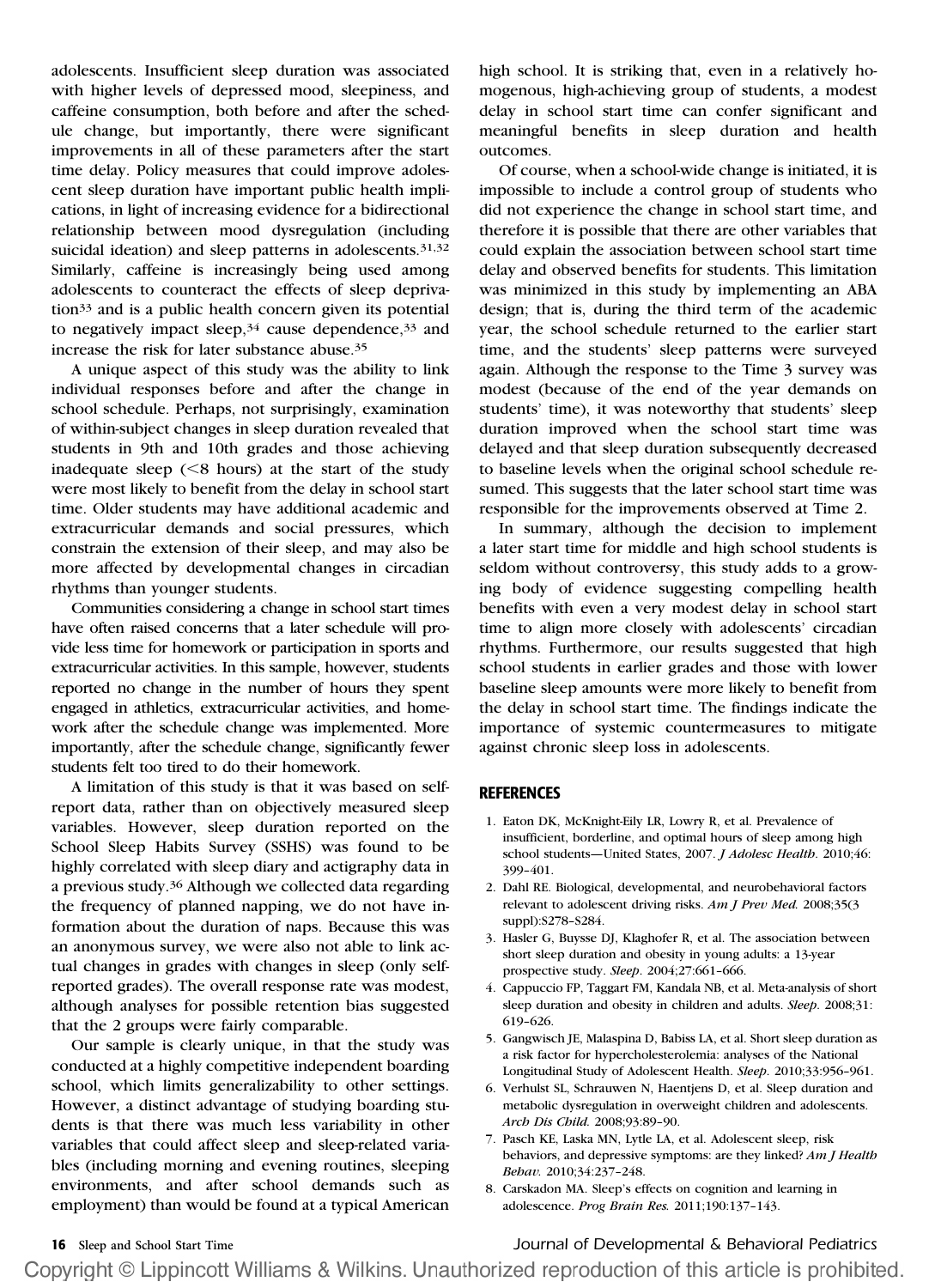adolescents. Insufficient sleep duration was associated with higher levels of depressed mood, sleepiness, and caffeine consumption, both before and after the schedule change, but importantly, there were significant improvements in all of these parameters after the start time delay. Policy measures that could improve adolescent sleep duration have important public health implications, in light of increasing evidence for a bidirectional relationship between mood dysregulation (including suicidal ideation) and sleep patterns in adolescents.[31,32] Similarly, caffeine is increasingly being used among adolescents to counteract the effects of sleep deprivation[33] and is a public health concern given its potential to negatively impact sleep,[34] cause dependence,[33] and increase the risk for later substance abuse.[35]

A unique aspect of this study was the ability to link individual responses before and after the change in school schedule. Perhaps, not surprisingly, examination of within-subject changes in sleep duration revealed that students in 9th and 10th grades and those achieving inadequate sleep (<8 hours) at the start of the study were most likely to benefit from the delay in school start time. Older students may have additional academic and extracurricular demands and social pressures, which constrain the extension of their sleep, and may also be more affected by developmental changes in circadian rhythms than younger students.

Communities considering a change in school start times have often raised concerns that a later schedule will provide less time for homework or participation in sports and extracurricular activities. In this sample, however, students reported no change in the number of hours they spent engaged in athletics, extracurricular activities, and homework after the schedule change was implemented. More importantly, after the schedule change, significantly fewer students felt too tired to do their homework.

A limitation of this study is that it was based on self-report data, rather than on objectively measured sleep variables. However, sleep duration reported on the School Sleep Habits Survey (SSHS) was found to be highly correlated with sleep diary and actigraphy data in a previous study.[36] Although we collected data regarding the frequency of planned napping, we do not have information about the duration of naps. Because this was an anonymous survey, we were also not able to link actual changes in grades with changes in sleep (only self-reported grades). The overall response rate was modest, although analyses for possible retention bias suggested that the 2 groups were fairly comparable.

Our sample is clearly unique, in that the study was conducted at a highly competitive independent boarding school, which limits generalizability to other settings. However, a distinct advantage of studying boarding students is that there was much less variability in other variables that could affect sleep and sleep-related variables (including morning and evening routines, sleeping environments, and after school demands such as employment) than would be found at a typical American high school. It is striking that, even in a relatively homogenous, high-achieving group of students, a modest delay in school start time can confer significant and meaningful benefits in sleep duration and health outcomes.

Of course, when a school-wide change is initiated, it is impossible to include a control group of students who did not experience the change in school start time, and therefore it is possible that there are other variables that could explain the association between school start time delay and observed benefits for students. This limitation was minimized in this study by implementing an ABA design; that is, during the third term of the academic year, the school schedule returned to the earlier start time, and the students' sleep patterns were surveyed again. Although the response to the Time 3 survey was modest (because of the end of the year demands on students' time), it was noteworthy that students' sleep duration improved when the school start time was delayed and that sleep duration subsequently decreased to baseline levels when the original school schedule resumed. This suggests that the later school start time was responsible for the improvements observed at Time 2.

In summary, although the decision to implement a later start time for middle and high school students is seldom without controversy, this study adds to a growing body of evidence suggesting compelling health benefits with even a very modest delay in school start time to align more closely with adolescents' circadian rhythms. Furthermore, our results suggested that high school students in earlier grades and those with lower baseline sleep amounts were more likely to benefit from the delay in school start time. The findings indicate the importance of systemic countermeasures to mitigate against chronic sleep loss in adolescents.

## REFERENCES

1. Eaton DK, McKnight-Eily LR, Lowry R, et al. Prevalence of insufficient, borderline, and optimal hours of sleep among high school students—United States, 2007. *J Adolesc Health*. 2010;46:399–401.
2. Dahl RE. Biological, developmental, and neurobehavioral factors relevant to adolescent driving risks. *Am J Prev Med*. 2008;35(3 suppl):S278–S284.
3. Hasler G, Buysse DJ, Klaghofer R, et al. The association between short sleep duration and obesity in young adults: a 13-year prospective study. *Sleep*. 2004;27:661–666.
4. Cappuccio FP, Taggart FM, Kandala NB, et al. Meta-analysis of short sleep duration and obesity in children and adults. *Sleep*. 2008;31:619–626.
5. Gangwisch JE, Malaspina D, Babiss LA, et al. Short sleep duration as a risk factor for hypercholesterolemia: analyses of the National Longitudinal Study of Adolescent Health. *Sleep*. 2010;33:956–961.
6. Verhulst SL, Schrauwen N, Haentjens D, et al. Sleep duration and metabolic dysregulation in overweight children and adolescents. *Arch Dis Child*. 2008;93:89–90.
7. Pasch KE, Laska MN, Lytle LA, et al. Adolescent sleep, risk behaviors, and depressive symptoms: are they linked? *Am J Health Behav*. 2010;34:237–248.
8. Carskadon MA. Sleep's effects on cognition and learning in adolescence. *Prog Brain Res*. 2011;190:137–143.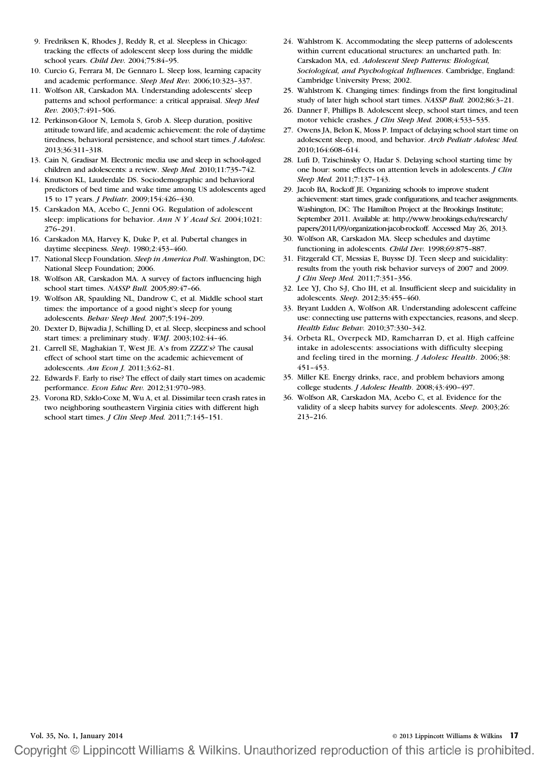9. Fredriksen K, Rhodes J, Reddy R, et al. Sleepless in Chicago: tracking the effects of adolescent sleep loss during the middle school years. *Child Dev.* 2004;75:84–95.
10. Curcio G, Ferrara M, De Gennaro L. Sleep loss, learning capacity and academic performance. *Sleep Med Rev.* 2006;10:323–337.
11. Wolfson AR, Carskadon MA. Understanding adolescents' sleep patterns and school performance: a critical appraisal. *Sleep Med Rev.* 2003;7:491–506.
12. Perkinson-Gloor N, Lemola S, Grob A. Sleep duration, positive attitude toward life, and academic achievement: the role of daytime tiredness, behavioral persistence, and school start times. *J Adolesc.* 2013;36:311–318.
13. Cain N, Gradisar M. Electronic media use and sleep in school-aged children and adolescents: a review. *Sleep Med.* 2010;11:735–742.
14. Knutson KL, Lauderdale DS. Sociodemographic and behavioral predictors of bed time and wake time among US adolescents aged 15 to 17 years. *J Pediatr.* 2009;154:426–430.
15. Carskadon MA, Acebo C, Jenni OG. Regulation of adolescent sleep: implications for behavior. *Ann N Y Acad Sci.* 2004;1021: 276–291.
16. Carskadon MA, Harvey K, Duke P, et al. Pubertal changes in daytime sleepiness. *Sleep.* 1980;2:453–460.
17. National Sleep Foundation. *Sleep in America Poll*. Washington, DC: National Sleep Foundation; 2006.
18. Wolfson AR, Carskadon MA. A survey of factors influencing high school start times. *NASSP Bull.* 2005;89:47–66.
19. Wolfson AR, Spaulding NL, Dandrow C, et al. Middle school start times: the importance of a good night's sleep for young adolescents. *Behav Sleep Med.* 2007;5:194–209.
20. Dexter D, Bijwadia J, Schilling D, et al. Sleep, sleepiness and school start times: a preliminary study. *WMJ.* 2003;102:44–46.
21. Carrell SE, Maghakian T, West JE. A's from ZZZZ's? The causal effect of school start time on the academic achievement of adolescents. *Am Econ J.* 2011;3:62–81.
22. Edwards F. Early to rise? The effect of daily start times on academic performance. *Econ Educ Rev.* 2012;31:970–983.
23. Vorona RD, Szklo-Coxe M, Wu A, et al. Dissimilar teen crash rates in two neighboring southeastern Virginia cities with different high school start times. *J Clin Sleep Med.* 2011;7:145–151.
24. Wahlstrom K. Accommodating the sleep patterns of adolescents within current educational structures: an uncharted path. In: Carskadon MA, ed. *Adolescent Sleep Patterns: Biological, Sociological, and Psychological Influences*. Cambridge, England: Cambridge University Press; 2002.
25. Wahlstrom K. Changing times: findings from the first longitudinal study of later high school start times. *NASSP Bull.* 2002;86:3–21.
26. Danner F, Phillips B. Adolescent sleep, school start times, and teen motor vehicle crashes. *J Clin Sleep Med.* 2008;4:533–535.
27. Owens JA, Belon K, Moss P. Impact of delaying school start time on adolescent sleep, mood, and behavior. *Arch Pediatr Adolesc Med.* 2010;164:608–614.
28. Lufi D, Tzischinsky O, Hadar S. Delaying school starting time by one hour: some effects on attention levels in adolescents. *J Clin Sleep Med.* 2011;7:137–143.
29. Jacob BA, Rockoff JE. Organizing schools to improve student achievement: start times, grade configurations, and teacher assignments. Washington, DC: The Hamilton Project at the Brookings Institute; September 2011. Available at: http://www.brookings.edu/research/papers/2011/09/organization-jacob-rockoff. Accessed May 26, 2013.
30. Wolfson AR, Carskadon MA. Sleep schedules and daytime functioning in adolescents. *Child Dev.* 1998;69:875–887.
31. Fitzgerald CT, Messias E, Buysse DJ. Teen sleep and suicidality: results from the youth risk behavior surveys of 2007 and 2009. *J Clin Sleep Med.* 2011;7:351–356.
32. Lee YJ, Cho S-J, Cho IH, et al. Insufficient sleep and suicidality in adolescents. *Sleep.* 2012;35:455–460.
33. Bryant Ludden A, Wolfson AR. Understanding adolescent caffeine use: connecting use patterns with expectancies, reasons, and sleep. *Health Educ Behav.* 2010;37:330–342.
34. Orbeta RL, Overpeck MD, Ramcharran D, et al. High caffeine intake in adolescents: associations with difficulty sleeping and feeling tired in the morning. *J Adolesc Health.* 2006;38: 451–453.
35. Miller KE. Energy drinks, race, and problem behaviors among college students. *J Adolesc Health.* 2008;43:490–497.
36. Wolfson AR, Carskadon MA, Acebo C, et al. Evidence for the validity of a sleep habits survey for adolescents. *Sleep.* 2003;26: 213–216.